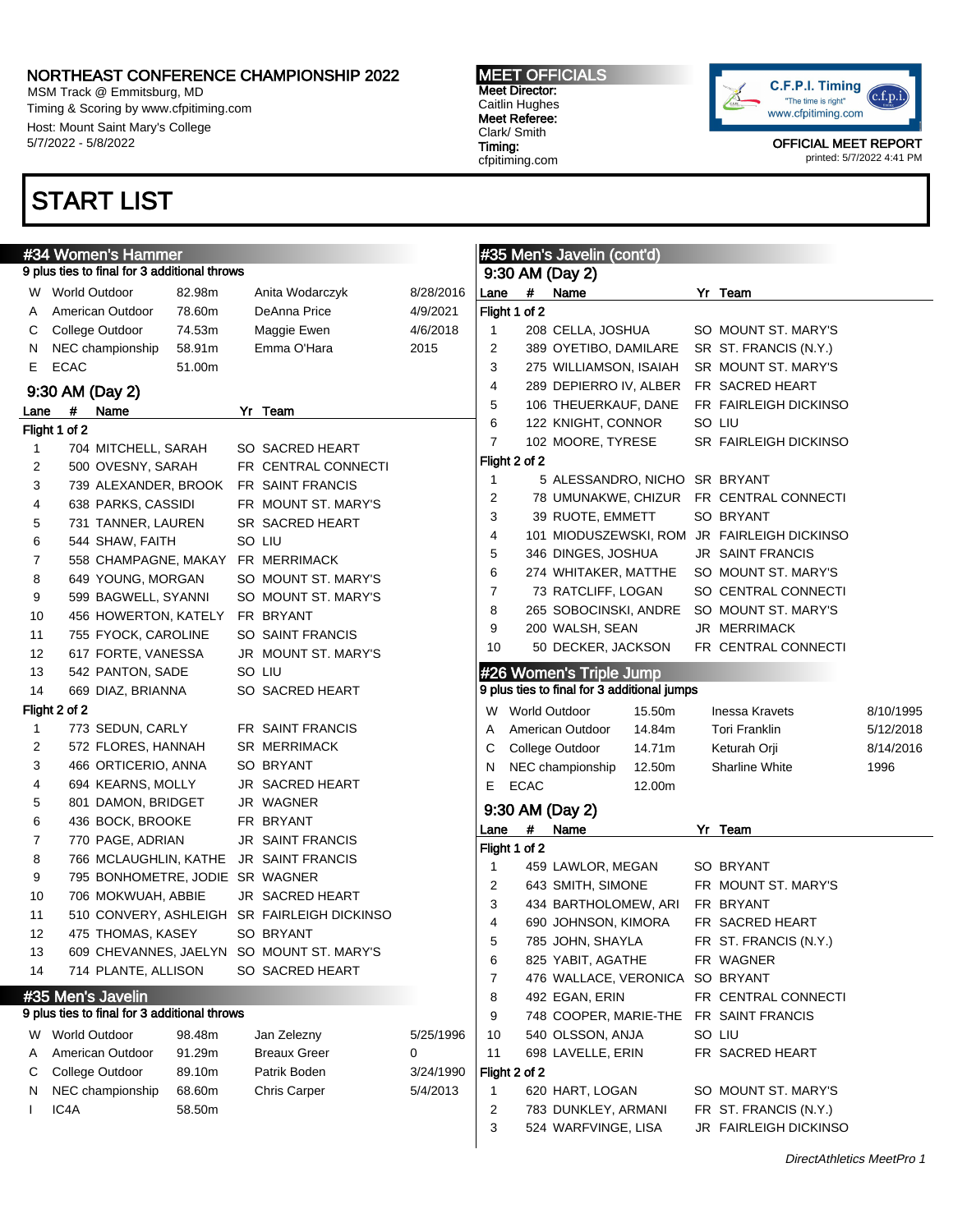# NORTHEAST CONFERENCE CHAMPIONSHIP 2022

MSM Track @ Emmitsburg, MD
Timing & Scoring by www.cfpiming.com
Host: Mount Saint Mary's College
5/7/2022 - 5/8/2022

**MEET OFFICIALS**
**Meet Director:**
Caitlin Hughes
**Meet Referee:**
Clark/ Smith
**Timing:**
cfpitiming.com

C.F.P.I. Timing "The time is right" www.cfpitiming.com

OFFICIAL MEET REPORT
printed: 5/7/2022 4:41 PM

# START LIST

## #34 Women's Hammer

9 plus ties to final for 3 additional throws

| | | | | |
|---|---|---|---|---|
| W | World Outdoor | 82.98m | Anita Wodarczyk | 8/28/2016 |
| A | American Outdoor | 78.60m | DeAnna Price | 4/9/2021 |
| C | College Outdoor | 74.53m | Maggie Ewen | 4/6/2018 |
| N | NEC championship | 58.91m | Emma O'Hara | 2015 |
| E | ECAC | 51.00m | | |

### 9:30 AM (Day 2)

| Lane | # | Name | Yr | Team |
|---|---|---|---|---|
| **Flight 1 of 2** | | | | |
| 1 | 704 | MITCHELL, SARAH | SO | SACRED HEART |
| 2 | 500 | OVESNY, SARAH | FR | CENTRAL CONNECTI |
| 3 | 739 | ALEXANDER, BROOK | FR | SAINT FRANCIS |
| 4 | 638 | PARKS, CASSIDI | FR | MOUNT ST. MARY'S |
| 5 | 731 | TANNER, LAUREN | SR | SACRED HEART |
| 6 | 544 | SHAW, FAITH | SO | LIU |
| 7 | 558 | CHAMPAGNE, MAKAY | FR | MERRIMACK |
| 8 | 649 | YOUNG, MORGAN | SO | MOUNT ST. MARY'S |
| 9 | 599 | BAGWELL, SYANNI | SO | MOUNT ST. MARY'S |
| 10 | 456 | HOWERTON, KATELY | FR | BRYANT |
| 11 | 755 | FYOCK, CAROLINE | SO | SAINT FRANCIS |
| 12 | 617 | FORTE, VANESSA | JR | MOUNT ST. MARY'S |
| 13 | 542 | PANTON, SADE | SO | LIU |
| 14 | 669 | DIAZ, BRIANNA | SO | SACRED HEART |
| **Flight 2 of 2** | | | | |
| 1 | 773 | SEDUN, CARLY | FR | SAINT FRANCIS |
| 2 | 572 | FLORES, HANNAH | SR | MERRIMACK |
| 3 | 466 | ORTICERIO, ANNA | SO | BRYANT |
| 4 | 694 | KEARNS, MOLLY | JR | SACRED HEART |
| 5 | 801 | DAMON, BRIDGET | JR | WAGNER |
| 6 | 436 | BOCK, BROOKE | FR | BRYANT |
| 7 | 770 | PAGE, ADRIAN | JR | SAINT FRANCIS |
| 8 | 766 | MCLAUGHLIN, KATHE | JR | SAINT FRANCIS |
| 9 | 795 | BONHOMETRE, JODIE | SR | WAGNER |
| 10 | 706 | MOKWUAH, ABBIE | JR | SACRED HEART |
| 11 | 510 | CONVERY, ASHLEIGH | SR | FAIRLEIGH DICKINSO |
| 12 | 475 | THOMAS, KASEY | SO | BRYANT |
| 13 | 609 | CHEVANNES, JAELYN | SO | MOUNT ST. MARY'S |
| 14 | 714 | PLANTE, ALLISON | SO | SACRED HEART |

## #35 Men's Javelin

9 plus ties to final for 3 additional throws

| | | | | |
|---|---|---|---|---|
| W | World Outdoor | 98.48m | Jan Zelezny | 5/25/1996 |
| A | American Outdoor | 91.29m | Breaux Greer | 0 |
| C | College Outdoor | 89.10m | Patrik Boden | 3/24/1990 |
| N | NEC championship | 68.60m | Chris Carper | 5/4/2013 |
| I | IC4A | 58.50m | | |

## #35 Men's Javelin (cont'd)

### 9:30 AM (Day 2)

| Lane | # | Name | Yr | Team |
|---|---|---|---|---|
| **Flight 1 of 2** | | | | |
| 1 | 208 | CELLA, JOSHUA | SO | MOUNT ST. MARY'S |
| 2 | 389 | OYETIBO, DAMILARE | SR | ST. FRANCIS (N.Y.) |
| 3 | 275 | WILLIAMSON, ISAIAH | SR | MOUNT ST. MARY'S |
| 4 | 289 | DEPIERRO IV, ALBER | FR | SACRED HEART |
| 5 | 106 | THEUERKAUF, DANE | FR | FAIRLEIGH DICKINSO |
| 6 | 122 | KNIGHT, CONNOR | SO | LIU |
| 7 | 102 | MOORE, TYRESE | SR | FAIRLEIGH DICKINSO |
| **Flight 2 of 2** | | | | |
| 1 | 5 | ALESSANDRO, NICHO | SR | BRYANT |
| 2 | 78 | UMUNAKWE, CHIZUR | FR | CENTRAL CONNECTI |
| 3 | 39 | RUOTE, EMMETT | SO | BRYANT |
| 4 | 101 | MIODUSZEWSKI, ROM | JR | FAIRLEIGH DICKINSO |
| 5 | 346 | DINGES, JOSHUA | JR | SAINT FRANCIS |
| 6 | 274 | WHITAKER, MATTHE | SO | MOUNT ST. MARY'S |
| 7 | 73 | RATCLIFF, LOGAN | SO | CENTRAL CONNECTI |
| 8 | 265 | SOBOCINSKI, ANDRE | SO | MOUNT ST. MARY'S |
| 9 | 200 | WALSH, SEAN | JR | MERRIMACK |
| 10 | 50 | DECKER, JACKSON | FR | CENTRAL CONNECTI |

## #26 Women's Triple Jump

9 plus ties to final for 3 additional jumps

| | | | | |
|---|---|---|---|---|
| W | World Outdoor | 15.50m | Inessa Kravets | 8/10/1995 |
| A | American Outdoor | 14.84m | Tori Franklin | 5/12/2018 |
| C | College Outdoor | 14.71m | Keturah Orji | 8/14/2016 |
| N | NEC championship | 12.50m | Sharline White | 1996 |
| E | ECAC | 12.00m | | |

### 9:30 AM (Day 2)

| Lane | # | Name | Yr | Team |
|---|---|---|---|---|
| **Flight 1 of 2** | | | | |
| 1 | 459 | LAWLOR, MEGAN | SO | BRYANT |
| 2 | 643 | SMITH, SIMONE | FR | MOUNT ST. MARY'S |
| 3 | 434 | BARTHOLOMEW, ARI | FR | BRYANT |
| 4 | 690 | JOHNSON, KIMORA | FR | SACRED HEART |
| 5 | 785 | JOHN, SHAYLA | FR | ST. FRANCIS (N.Y.) |
| 6 | 825 | YABIT, AGATHE | FR | WAGNER |
| 7 | 476 | WALLACE, VERONICA | SO | BRYANT |
| 8 | 492 | EGAN, ERIN | FR | CENTRAL CONNECTI |
| 9 | 748 | COOPER, MARIE-THE | FR | SAINT FRANCIS |
| 10 | 540 | OLSSON, ANJA | SO | LIU |
| 11 | 698 | LAVELLE, ERIN | FR | SACRED HEART |
| **Flight 2 of 2** | | | | |
| 1 | 620 | HART, LOGAN | SO | MOUNT ST. MARY'S |
| 2 | 783 | DUNKLEY, ARMANI | FR | ST. FRANCIS (N.Y.) |
| 3 | 524 | WARFVINGE, LISA | JR | FAIRLEIGH DICKINSO |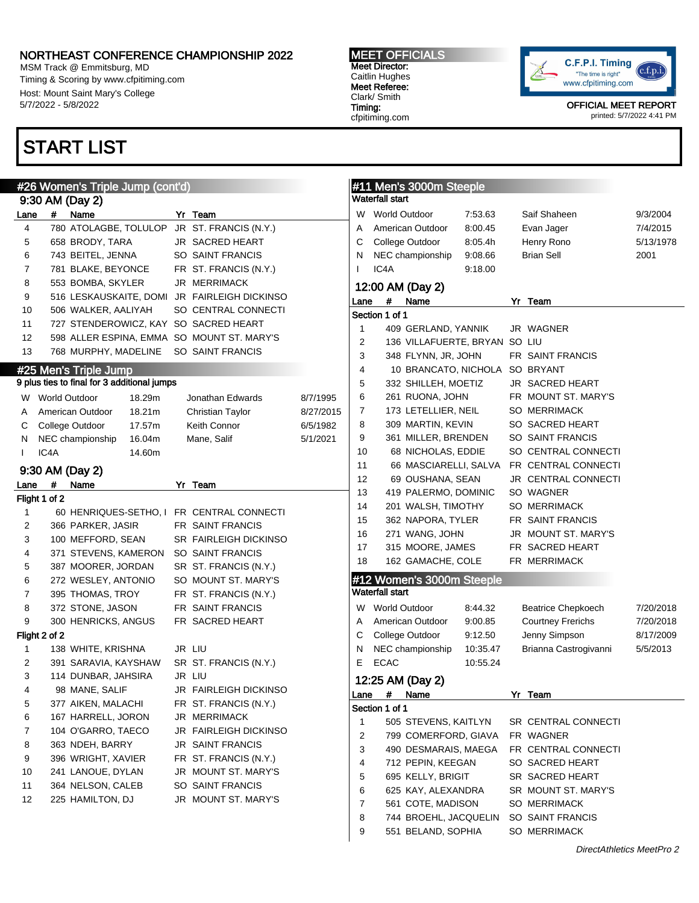NORTHEAST CONFERENCE CHAMPIONSHIP 2022
MSM Track @ Emmitsburg, MD
Timing & Scoring by www.cfpitiming.com
Host: Mount Saint Mary's College
5/7/2022 - 5/8/2022

MEET OFFICIALS
Meet Director:
Caitlin Hughes
Meet Referee:
Clark/ Smith
Timing:
cfpitiming.com

OFFICIAL MEET REPORT
printed: 5/7/2022 4:41 PM

# START LIST

## #26 Women's Triple Jump (cont'd)

### 9:30 AM (Day 2)

| Lane | # | Name | Yr | Team |
|---|---|---|---|---|
| 4 | 780 | ATOLAGBE, TOLULOP | JR | ST. FRANCIS (N.Y.) |
| 5 | 658 | BRODY, TARA | JR | SACRED HEART |
| 6 | 743 | BEITEL, JENNA | SO | SAINT FRANCIS |
| 7 | 781 | BLAKE, BEYONCE | FR | ST. FRANCIS (N.Y.) |
| 8 | 553 | BOMBA, SKYLER | JR | MERRIMACK |
| 9 | 516 | LESKAUSKAITE, DOMI | JR | FAIRLEIGH DICKINSO |
| 10 | 506 | WALKER, AALIYAH | SO | CENTRAL CONNECTI |
| 11 | 727 | STENDEROWICZ, KAY | SO | SACRED HEART |
| 12 | 598 | ALLER ESPINA, EMMA | SO | MOUNT ST. MARY'S |
| 13 | 768 | MURPHY, MADELINE | SO | SAINT FRANCIS |

## #25 Men's Triple Jump

9 plus ties to final for 3 additional jumps

| | | | | |
|---|---|---|---|---|
| W | World Outdoor | 18.29m | Jonathan Edwards | 8/7/1995 |
| A | American Outdoor | 18.21m | Christian Taylor | 8/27/2015 |
| C | College Outdoor | 17.57m | Keith Connor | 6/5/1982 |
| N | NEC championship | 16.04m | Mane, Salif | 5/1/2021 |
| I | IC4A | 14.60m | | |

### 9:30 AM (Day 2)

| Lane | # | Name | Yr | Team |
|---|---|---|---|---|
| **Flight 1 of 2** | | | | |
| 1 | 60 | HENRIQUES-SETHO, I | FR | CENTRAL CONNECTI |
| 2 | 366 | PARKER, JASIR | FR | SAINT FRANCIS |
| 3 | 100 | MEFFORD, SEAN | SR | FAIRLEIGH DICKINSO |
| 4 | 371 | STEVENS, KAMERON | SO | SAINT FRANCIS |
| 5 | 387 | MOORER, JORDAN | SR | ST. FRANCIS (N.Y.) |
| 6 | 272 | WESLEY, ANTONIO | SO | MOUNT ST. MARY'S |
| 7 | 395 | THOMAS, TROY | FR | ST. FRANCIS (N.Y.) |
| 8 | 372 | STONE, JASON | FR | SAINT FRANCIS |
| 9 | 300 | HENRICKS, ANGUS | FR | SACRED HEART |
| **Flight 2 of 2** | | | | |
| 1 | 138 | WHITE, KRISHNA | JR | LIU |
| 2 | 391 | SARAVIA, KAYSHAW | SR | ST. FRANCIS (N.Y.) |
| 3 | 114 | DUNBAR, JAHSIRA | JR | LIU |
| 4 | 98 | MANE, SALIF | JR | FAIRLEIGH DICKINSO |
| 5 | 377 | AIKEN, MALACHI | FR | ST. FRANCIS (N.Y.) |
| 6 | 167 | HARRELL, JORON | JR | MERRIMACK |
| 7 | 104 | O'GARRO, TAECO | JR | FAIRLEIGH DICKINSO |
| 8 | 363 | NDEH, BARRY | JR | SAINT FRANCIS |
| 9 | 396 | WRIGHT, XAVIER | FR | ST. FRANCIS (N.Y.) |
| 10 | 241 | LANOUE, DYLAN | JR | MOUNT ST. MARY'S |
| 11 | 364 | NELSON, CALEB | SO | SAINT FRANCIS |
| 12 | 225 | HAMILTON, DJ | JR | MOUNT ST. MARY'S |

## #11 Men's 3000m Steeple

Waterfall start

| | | | | |
|---|---|---|---|---|
| W | World Outdoor | 7:53.63 | Saif Shaheen | 9/3/2004 |
| A | American Outdoor | 8:00.45 | Evan Jager | 7/4/2015 |
| C | College Outdoor | 8:05.4h | Henry Rono | 5/13/1978 |
| N | NEC championship | 9:08.66 | Brian Sell | 2001 |
| I | IC4A | 9:18.00 | | |

### 12:00 AM (Day 2)

| Lane | # | Name | Yr | Team |
|---|---|---|---|---|
| **Section 1 of 1** | | | | |
| 1 | 409 | GERLAND, YANNIK | JR | WAGNER |
| 2 | 136 | VILLAFUERTE, BRYAN | SO | LIU |
| 3 | 348 | FLYNN, JR, JOHN | FR | SAINT FRANCIS |
| 4 | 10 | BRANCATO, NICHOLA | SO | BRYANT |
| 5 | 332 | SHILLEH, MOETIZ | JR | SACRED HEART |
| 6 | 261 | RUONA, JOHN | FR | MOUNT ST. MARY'S |
| 7 | 173 | LETELLIER, NEIL | SO | MERRIMACK |
| 8 | 309 | MARTIN, KEVIN | SO | SACRED HEART |
| 9 | 361 | MILLER, BRENDEN | SO | SAINT FRANCIS |
| 10 | 68 | NICHOLAS, EDDIE | SO | CENTRAL CONNECTI |
| 11 | 66 | MASCIARELLI, SALVA | FR | CENTRAL CONNECTI |
| 12 | 69 | OUSHANA, SEAN | JR | CENTRAL CONNECTI |
| 13 | 419 | PALERMO, DOMINIC | SO | WAGNER |
| 14 | 201 | WALSH, TIMOTHY | SO | MERRIMACK |
| 15 | 362 | NAPORA, TYLER | FR | SAINT FRANCIS |
| 16 | 271 | WANG, JOHN | JR | MOUNT ST. MARY'S |
| 17 | 315 | MOORE, JAMES | FR | SACRED HEART |
| 18 | 162 | GAMACHE, COLE | FR | MERRIMACK |

## #12 Women's 3000m Steeple

Waterfall start

| | | | | |
|---|---|---|---|---|
| W | World Outdoor | 8:44.32 | Beatrice Chepkoech | 7/20/2018 |
| A | American Outdoor | 9:00.85 | Courtney Frerichs | 7/20/2018 |
| C | College Outdoor | 9:12.50 | Jenny Simpson | 8/17/2009 |
| N | NEC championship | 10:35.47 | Brianna Castrogivanni | 5/5/2013 |
| E | ECAC | 10:55.24 | | |

### 12:25 AM (Day 2)

| Lane | # | Name | Yr | Team |
|---|---|---|---|---|
| **Section 1 of 1** | | | | |
| 1 | 505 | STEVENS, KAITLYN | SR | CENTRAL CONNECTI |
| 2 | 799 | COMERFORD, GIAVA | FR | WAGNER |
| 3 | 490 | DESMARAIS, MAEGA | FR | CENTRAL CONNECTI |
| 4 | 712 | PEPIN, KEEGAN | SO | SACRED HEART |
| 5 | 695 | KELLY, BRIGIT | SR | SACRED HEART |
| 6 | 625 | KAY, ALEXANDRA | SR | MOUNT ST. MARY'S |
| 7 | 561 | COTE, MADISON | SO | MERRIMACK |
| 8 | 744 | BROEHL, JACQUELIN | SO | SAINT FRANCIS |
| 9 | 551 | BELAND, SOPHIA | SO | MERRIMACK |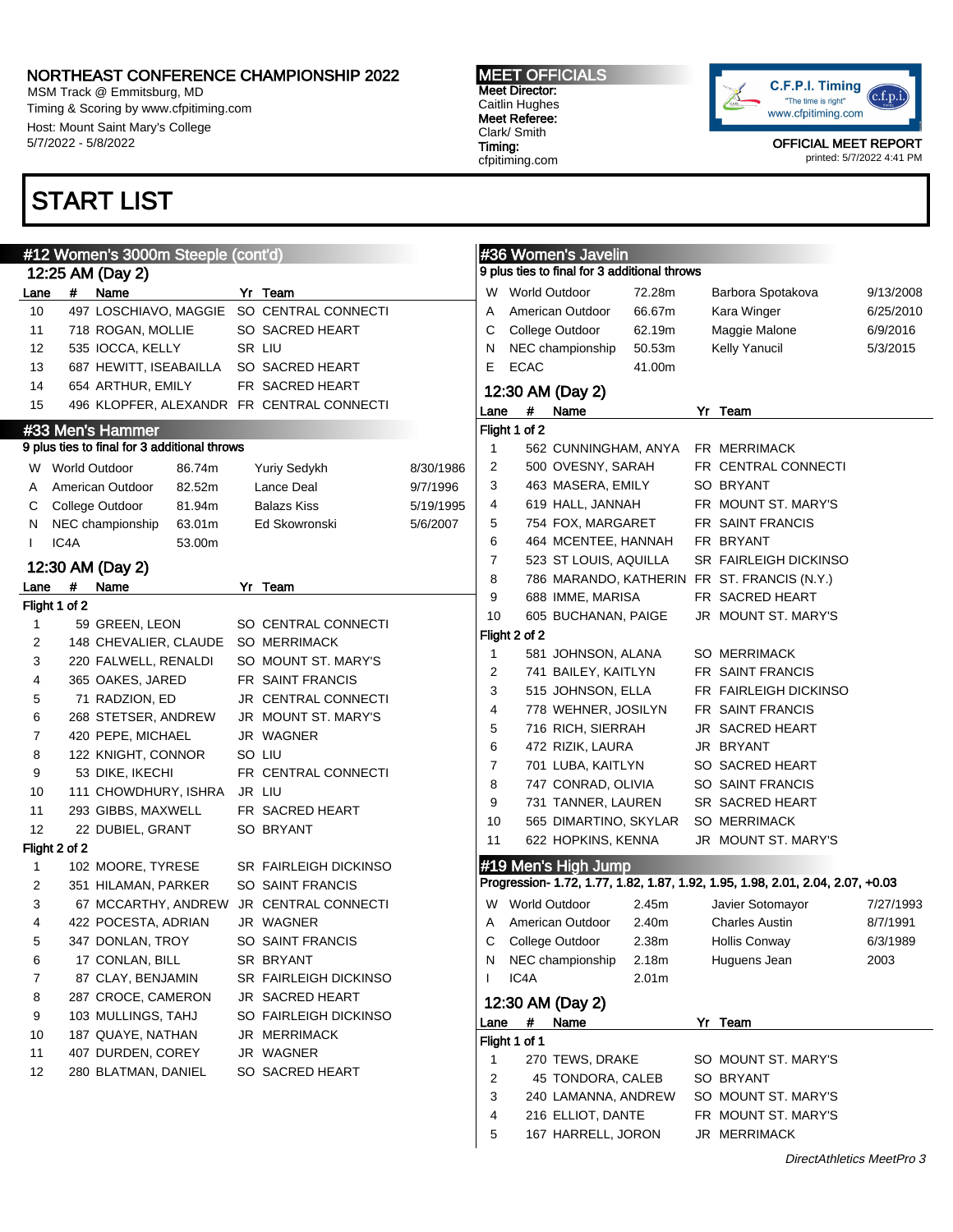# NORTHEAST CONFERENCE CHAMPIONSHIP 2022

MSM Track @ Emmitsburg, MD
Timing & Scoring by www.cfpiming.com
Host: Mount Saint Mary's College
5/7/2022 - 5/8/2022

**MEET OFFICIALS**
**Meet Director:** Caitlin Hughes
**Meet Referee:** Clark/ Smith
**Timing:** cfpitiming.com

OFFICIAL MEET REPORT
printed: 5/7/2022 4:41 PM

# START LIST

## #12 Women's 3000m Steeple (cont'd)

### 12:25 AM (Day 2)

| Lane | # | Name | Yr | Team |
|---|---|---|---|---|
| 10 | 497 | LOSCHIAVO, MAGGIE | SO | CENTRAL CONNECTI |
| 11 | 718 | ROGAN, MOLLIE | SO | SACRED HEART |
| 12 | 535 | IOCCA, KELLY | SR | LIU |
| 13 | 687 | HEWITT, ISEABAILLA | SO | SACRED HEART |
| 14 | 654 | ARTHUR, EMILY | FR | SACRED HEART |
| 15 | 496 | KLOPFER, ALEXANDR | FR | CENTRAL CONNECTI |

## #33 Men's Hammer

9 plus ties to final for 3 additional throws

| | | | | |
|---|---|---|---|---|
| W | World Outdoor | 86.74m | Yuriy Sedykh | 8/30/1986 |
| A | American Outdoor | 82.52m | Lance Deal | 9/7/1996 |
| C | College Outdoor | 81.94m | Balazs Kiss | 5/19/1995 |
| N | NEC championship | 63.01m | Ed Skowronski | 5/6/2007 |
| I | IC4A | 53.00m | | |

### 12:30 AM (Day 2)

| Lane | # | Name | Yr | Team |
|---|---|---|---|---|
| **Flight 1 of 2** | | | | |
| 1 | 59 | GREEN, LEON | SO | CENTRAL CONNECTI |
| 2 | 148 | CHEVALIER, CLAUDE | SO | MERRIMACK |
| 3 | 220 | FALWELL, RENALDI | SO | MOUNT ST. MARY'S |
| 4 | 365 | OAKES, JARED | FR | SAINT FRANCIS |
| 5 | 71 | RADZION, ED | JR | CENTRAL CONNECTI |
| 6 | 268 | STETSER, ANDREW | JR | MOUNT ST. MARY'S |
| 7 | 420 | PEPE, MICHAEL | JR | WAGNER |
| 8 | 122 | KNIGHT, CONNOR | SO | LIU |
| 9 | 53 | DIKE, IKECHI | FR | CENTRAL CONNECTI |
| 10 | 111 | CHOWDHURY, ISHRA | JR | LIU |
| 11 | 293 | GIBBS, MAXWELL | FR | SACRED HEART |
| 12 | 22 | DUBIEL, GRANT | SO | BRYANT |
| **Flight 2 of 2** | | | | |
| 1 | 102 | MOORE, TYRESE | SR | FAIRLEIGH DICKINSO |
| 2 | 351 | HILAMAN, PARKER | SO | SAINT FRANCIS |
| 3 | 67 | MCCARTHY, ANDREW | JR | CENTRAL CONNECTI |
| 4 | 422 | POCESTA, ADRIAN | JR | WAGNER |
| 5 | 347 | DONLAN, TROY | SO | SAINT FRANCIS |
| 6 | 17 | CONLAN, BILL | SR | BRYANT |
| 7 | 87 | CLAY, BENJAMIN | SR | FAIRLEIGH DICKINSO |
| 8 | 287 | CROCE, CAMERON | JR | SACRED HEART |
| 9 | 103 | MULLINGS, TAHJ | SO | FAIRLEIGH DICKINSO |
| 10 | 187 | QUAYE, NATHAN | JR | MERRIMACK |
| 11 | 407 | DURDEN, COREY | JR | WAGNER |
| 12 | 280 | BLATMAN, DANIEL | SO | SACRED HEART |

## #36 Women's Javelin

9 plus ties to final for 3 additional throws

| | | | | |
|---|---|---|---|---|
| W | World Outdoor | 72.28m | Barbora Spotakova | 9/13/2008 |
| A | American Outdoor | 66.67m | Kara Winger | 6/25/2010 |
| C | College Outdoor | 62.19m | Maggie Malone | 6/9/2016 |
| N | NEC championship | 50.53m | Kelly Yanucil | 5/3/2015 |
| E | ECAC | 41.00m | | |

### 12:30 AM (Day 2)

| Lane | # | Name | Yr | Team |
|---|---|---|---|---|
| **Flight 1 of 2** | | | | |
| 1 | 562 | CUNNINGHAM, ANYA | FR | MERRIMACK |
| 2 | 500 | OVESNY, SARAH | FR | CENTRAL CONNECTI |
| 3 | 463 | MASERA, EMILY | SO | BRYANT |
| 4 | 619 | HALL, JANNAH | FR | MOUNT ST. MARY'S |
| 5 | 754 | FOX, MARGARET | FR | SAINT FRANCIS |
| 6 | 464 | MCENTEE, HANNAH | FR | BRYANT |
| 7 | 523 | ST LOUIS, AQUILLA | SR | FAIRLEIGH DICKINSO |
| 8 | 786 | MARANDO, KATHERIN | FR | ST. FRANCIS (N.Y.) |
| 9 | 688 | IMME, MARISA | FR | SACRED HEART |
| 10 | 605 | BUCHANAN, PAIGE | JR | MOUNT ST. MARY'S |
| **Flight 2 of 2** | | | | |
| 1 | 581 | JOHNSON, ALANA | SO | MERRIMACK |
| 2 | 741 | BAILEY, KAITLYN | FR | SAINT FRANCIS |
| 3 | 515 | JOHNSON, ELLA | FR | FAIRLEIGH DICKINSO |
| 4 | 778 | WEHNER, JOSILYN | FR | SAINT FRANCIS |
| 5 | 716 | RICH, SIERRAH | JR | SACRED HEART |
| 6 | 472 | RIZIK, LAURA | JR | BRYANT |
| 7 | 701 | LUBA, KAITLYN | SO | SACRED HEART |
| 8 | 747 | CONRAD, OLIVIA | SO | SAINT FRANCIS |
| 9 | 731 | TANNER, LAUREN | SR | SACRED HEART |
| 10 | 565 | DIMARTINO, SKYLAR | SO | MERRIMACK |
| 11 | 622 | HOPKINS, KENNA | JR | MOUNT ST. MARY'S |

## #19 Men's High Jump

Progression- 1.72, 1.77, 1.82, 1.87, 1.92, 1.95, 1.98, 2.01, 2.04, 2.07, +0.03

| | | | | |
|---|---|---|---|---|
| W | World Outdoor | 2.45m | Javier Sotomayor | 7/27/1993 |
| A | American Outdoor | 2.40m | Charles Austin | 8/7/1991 |
| C | College Outdoor | 2.38m | Hollis Conway | 6/3/1989 |
| N | NEC championship | 2.18m | Huguens Jean | 2003 |
| I | IC4A | 2.01m | | |

### 12:30 AM (Day 2)

| Lane | # | Name | Yr | Team |
|---|---|---|---|---|
| **Flight 1 of 1** | | | | |
| 1 | 270 | TEWS, DRAKE | SO | MOUNT ST. MARY'S |
| 2 | 45 | TONDORA, CALEB | SO | BRYANT |
| 3 | 240 | LAMANNA, ANDREW | SO | MOUNT ST. MARY'S |
| 4 | 216 | ELLIOT, DANTE | FR | MOUNT ST. MARY'S |
| 5 | 167 | HARRELL, JORON | JR | MERRIMACK |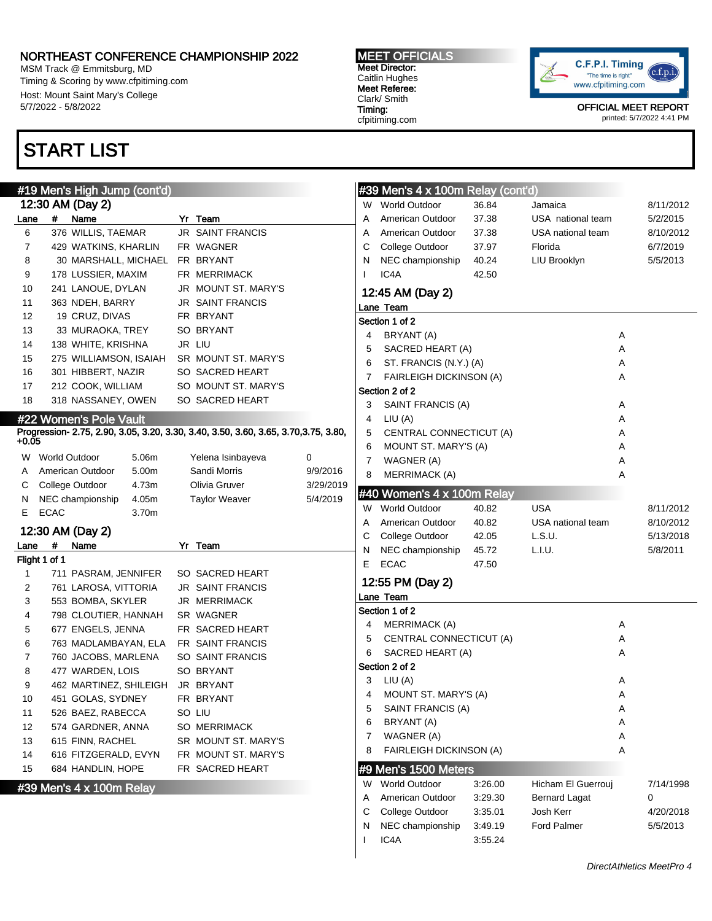# NORTHEAST CONFERENCE CHAMPIONSHIP 2022

MSM Track @ Emmitsburg, MD
Timing & Scoring by www.cfpitiming.com
Host: Mount Saint Mary's College
5/7/2022 - 5/8/2022

**MEET OFFICIALS**
Meet Director: Caitlin Hughes
Meet Referee: Clark/ Smith
Timing: cfpitiming.com

OFFICIAL MEET REPORT
printed: 5/7/2022 4:41 PM

# START LIST

## #19 Men's High Jump (cont'd)

### 12:30 AM (Day 2)

| Lane | # | Name | Yr | Team |
|---|---|---|---|---|
| 6 | 376 | WILLIS, TAEMAR | JR | SAINT FRANCIS |
| 7 | 429 | WATKINS, KHARLIN | FR | WAGNER |
| 8 | 30 | MARSHALL, MICHAEL | FR | BRYANT |
| 9 | 178 | LUSSIER, MAXIM | FR | MERRIMACK |
| 10 | 241 | LANOUE, DYLAN | JR | MOUNT ST. MARY'S |
| 11 | 363 | NDEH, BARRY | JR | SAINT FRANCIS |
| 12 | 19 | CRUZ, DIVAS | FR | BRYANT |
| 13 | 33 | MURAOKA, TREY | SO | BRYANT |
| 14 | 138 | WHITE, KRISHNA | JR | LIU |
| 15 | 275 | WILLIAMSON, ISAIAH | SR | MOUNT ST. MARY'S |
| 16 | 301 | HIBBERT, NAZIR | SO | SACRED HEART |
| 17 | 212 | COOK, WILLIAM | SO | MOUNT ST. MARY'S |
| 18 | 318 | NASSANEY, OWEN | SO | SACRED HEART |

## #22 Women's Pole Vault

Progression- 2.75, 2.90, 3.05, 3.20, 3.30, 3.40, 3.50, 3.60, 3.65, 3.70,3.75, 3.80, +0.05

| | | | | |
|---|---|---|---|---|
| W | World Outdoor | 5.06m | Yelena Isinbayeva | 0 |
| A | American Outdoor | 5.00m | Sandi Morris | 9/9/2016 |
| C | College Outdoor | 4.73m | Olivia Gruver | 3/29/2019 |
| N | NEC championship | 4.05m | Taylor Weaver | 5/4/2019 |
| E | ECAC | 3.70m | | |

### 12:30 AM (Day 2)

Flight 1 of 1

| Lane | # | Name | Yr | Team |
|---|---|---|---|---|
| 1 | 711 | PASRAM, JENNIFER | SO | SACRED HEART |
| 2 | 761 | LAROSA, VITTORIA | JR | SAINT FRANCIS |
| 3 | 553 | BOMBA, SKYLER | JR | MERRIMACK |
| 4 | 798 | CLOUTIER, HANNAH | SR | WAGNER |
| 5 | 677 | ENGELS, JENNA | FR | SACRED HEART |
| 6 | 763 | MADLAMBAYAN, ELA | FR | SAINT FRANCIS |
| 7 | 760 | JACOBS, MARLENA | SO | SAINT FRANCIS |
| 8 | 477 | WARDEN, LOIS | SO | BRYANT |
| 9 | 462 | MARTINEZ, SHILEIGH | JR | BRYANT |
| 10 | 451 | GOLAS, SYDNEY | FR | BRYANT |
| 11 | 526 | BAEZ, RABECCA | SO | LIU |
| 12 | 574 | GARDNER, ANNA | SO | MERRIMACK |
| 13 | 615 | FINN, RACHEL | SR | MOUNT ST. MARY'S |
| 14 | 616 | FITZGERALD, EVYN | FR | MOUNT ST. MARY'S |
| 15 | 684 | HANDLIN, HOPE | FR | SACRED HEART |

## #39 Men's 4 x 100m Relay

| | | | | |
|---|---|---|---|---|
| W | World Outdoor | 36.84 | Jamaica | 8/11/2012 |
| A | American Outdoor | 37.38 | USA national team | 5/2/2015 |
| A | American Outdoor | 37.38 | USA national team | 8/10/2012 |
| C | College Outdoor | 37.97 | Florida | 6/7/2019 |
| N | NEC championship | 40.24 | LIU Brooklyn | 5/5/2013 |
| I | IC4A | 42.50 | | |

### 12:45 AM (Day 2)

Section 1 of 2

| Lane | Team | |
|---|---|---|
| 4 | BRYANT (A) | A |
| 5 | SACRED HEART (A) | A |
| 6 | ST. FRANCIS (N.Y.) (A) | A |
| 7 | FAIRLEIGH DICKINSON (A) | A |

Section 2 of 2

| Lane | Team | |
|---|---|---|
| 3 | SAINT FRANCIS (A) | A |
| 4 | LIU (A) | A |
| 5 | CENTRAL CONNECTICUT (A) | A |
| 6 | MOUNT ST. MARY'S (A) | A |
| 7 | WAGNER (A) | A |
| 8 | MERRIMACK (A) | A |

## #40 Women's 4 x 100m Relay

| | | | | |
|---|---|---|---|---|
| W | World Outdoor | 40.82 | USA | 8/11/2012 |
| A | American Outdoor | 40.82 | USA national team | 8/10/2012 |
| C | College Outdoor | 42.05 | L.S.U. | 5/13/2018 |
| N | NEC championship | 45.72 | L.I.U. | 5/8/2011 |
| E | ECAC | 47.50 | | |

### 12:55 PM (Day 2)

Section 1 of 2

| Lane | Team | |
|---|---|---|
| 4 | MERRIMACK (A) | A |
| 5 | CENTRAL CONNECTICUT (A) | A |
| 6 | SACRED HEART (A) | A |

Section 2 of 2

| Lane | Team | |
|---|---|---|
| 3 | LIU (A) | A |
| 4 | MOUNT ST. MARY'S (A) | A |
| 5 | SAINT FRANCIS (A) | A |
| 6 | BRYANT (A) | A |
| 7 | WAGNER (A) | A |
| 8 | FAIRLEIGH DICKINSON (A) | A |

## #9 Men's 1500 Meters

| | | | | |
|---|---|---|---|---|
| W | World Outdoor | 3:26.00 | Hicham El Guerrouj | 7/14/1998 |
| A | American Outdoor | 3:29.30 | Bernard Lagat | 0 |
| C | College Outdoor | 3:35.01 | Josh Kerr | 4/20/2018 |
| N | NEC championship | 3:49.19 | Ford Palmer | 5/5/2013 |
| I | IC4A | 3:55.24 | | |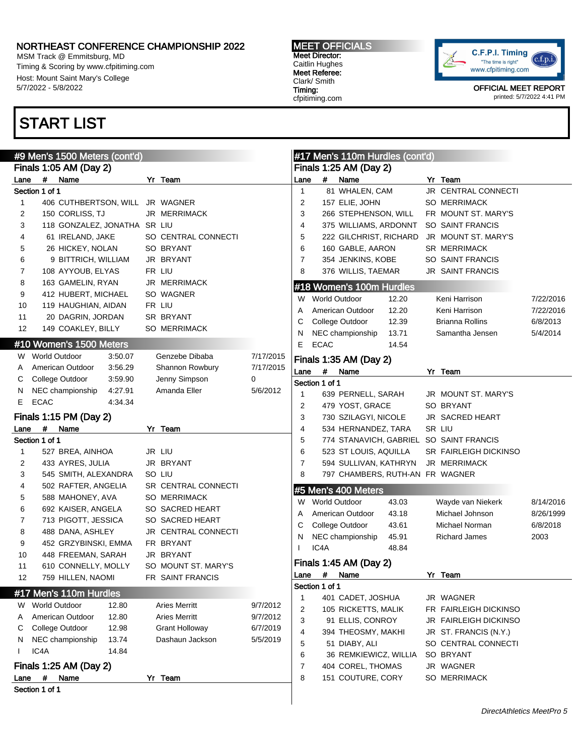# NORTHEAST CONFERENCE CHAMPIONSHIP 2022

MSM Track @ Emmitsburg, MD
Timing & Scoring by www.cfpitiming.com
Host: Mount Saint Mary's College
5/7/2022 - 5/8/2022

**MEET OFFICIALS**
**Meet Director:** Caitlin Hughes
**Meet Referee:** Clark/ Smith
**Timing:** cfpitiming.com

OFFICIAL MEET REPORT
printed: 5/7/2022 4:41 PM

## START LIST

### #9 Men's 1500 Meters (cont'd)

**Finals 1:05 AM (Day 2)**

Section 1 of 1

| Lane | # | Name | Yr | Team |
|---|---|---|---|---|
| 1 | 406 | CUTHBERTSON, WILL | JR | WAGNER |
| 2 | 150 | CORLISS, TJ | JR | MERRIMACK |
| 3 | 118 | GONZALEZ, JONATHA | SR | LIU |
| 4 | 61 | IRELAND, JAKE | SO | CENTRAL CONNECTI |
| 5 | 26 | HICKEY, NOLAN | SO | BRYANT |
| 6 | 9 | BITTRICH, WILLIAM | JR | BRYANT |
| 7 | 108 | AYYOUB, ELYAS | FR | LIU |
| 8 | 163 | GAMELIN, RYAN | JR | MERRIMACK |
| 9 | 412 | HUBERT, MICHAEL | SO | WAGNER |
| 10 | 119 | HAUGHIAN, AIDAN | FR | LIU |
| 11 | 20 | DAGRIN, JORDAN | SR | BRYANT |
| 12 | 149 | COAKLEY, BILLY | SO | MERRIMACK |

### #10 Women's 1500 Meters

| | | | | |
|---|---|---|---|---|
| W | World Outdoor | 3:50.07 | Genzebe Dibaba | 7/17/2015 |
| A | American Outdoor | 3:56.29 | Shannon Rowbury | 7/17/2015 |
| C | College Outdoor | 3:59.90 | Jenny Simpson | 0 |
| N | NEC championship | 4:27.91 | Amanda Eller | 5/6/2012 |
| E | ECAC | 4:34.34 | | |

**Finals 1:15 PM (Day 2)**

Section 1 of 1

| Lane | # | Name | Yr | Team |
|---|---|---|---|---|
| 1 | 527 | BREA, AINHOA | JR | LIU |
| 2 | 433 | AYRES, JULIA | JR | BRYANT |
| 3 | 545 | SMITH, ALEXANDRA | SO | LIU |
| 4 | 502 | RAFTER, ANGELIA | SR | CENTRAL CONNECTI |
| 5 | 588 | MAHONEY, AVA | SO | MERRIMACK |
| 6 | 692 | KAISER, ANGELA | SO | SACRED HEART |
| 7 | 713 | PIGOTT, JESSICA | SO | SACRED HEART |
| 8 | 488 | DANA, ASHLEY | JR | CENTRAL CONNECTI |
| 9 | 452 | GRZYBINSKI, EMMA | FR | BRYANT |
| 10 | 448 | FREEMAN, SARAH | JR | BRYANT |
| 11 | 610 | CONNELLY, MOLLY | SO | MOUNT ST. MARY'S |
| 12 | 759 | HILLEN, NAOMI | FR | SAINT FRANCIS |

### #17 Men's 110m Hurdles

| | | | | |
|---|---|---|---|---|
| W | World Outdoor | 12.80 | Aries Merritt | 9/7/2012 |
| A | American Outdoor | 12.80 | Aries Merritt | 9/7/2012 |
| C | College Outdoor | 12.98 | Grant Holloway | 6/7/2019 |
| N | NEC championship | 13.74 | Dashaun Jackson | 5/5/2019 |
| I | IC4A | 14.84 | | |

**Finals 1:25 AM (Day 2)**

Section 1 of 1

| Lane | # | Name | Yr | Team |
|---|---|---|---|---|
| 1 | 81 | WHALEN, CAM | JR | CENTRAL CONNECTI |
| 2 | 157 | ELIE, JOHN | SO | MERRIMACK |
| 3 | 266 | STEPHENSON, WILL | FR | MOUNT ST. MARY'S |
| 4 | 375 | WILLIAMS, ARDONNT | SO | SAINT FRANCIS |
| 5 | 222 | GILCHRIST, RICHARD | JR | MOUNT ST. MARY'S |
| 6 | 160 | GABLE, AARON | SR | MERRIMACK |
| 7 | 354 | JENKINS, KOBE | SO | SAINT FRANCIS |
| 8 | 376 | WILLIS, TAEMAR | JR | SAINT FRANCIS |

### #18 Women's 100m Hurdles

| | | | | |
|---|---|---|---|---|
| W | World Outdoor | 12.20 | Keni Harrison | 7/22/2016 |
| A | American Outdoor | 12.20 | Keni Harrison | 7/22/2016 |
| C | College Outdoor | 12.39 | Brianna Rollins | 6/8/2013 |
| N | NEC championship | 13.71 | Samantha Jensen | 5/4/2014 |
| E | ECAC | 14.54 | | |

**Finals 1:35 AM (Day 2)**

Section 1 of 1

| Lane | # | Name | Yr | Team |
|---|---|---|---|---|
| 1 | 639 | PERNELL, SARAH | JR | MOUNT ST. MARY'S |
| 2 | 479 | YOST, GRACE | SO | BRYANT |
| 3 | 730 | SZILAGYI, NICOLE | JR | SACRED HEART |
| 4 | 534 | HERNANDEZ, TARA | SR | LIU |
| 5 | 774 | STANAVICH, GABRIEL | SO | SAINT FRANCIS |
| 6 | 523 | ST LOUIS, AQUILLA | SR | FAIRLEIGH DICKINSO |
| 7 | 594 | SULLIVAN, KATHRYN | JR | MERRIMACK |
| 8 | 797 | CHAMBERS, RUTH-AN | FR | WAGNER |

### #5 Men's 400 Meters

| | | | | |
|---|---|---|---|---|
| W | World Outdoor | 43.03 | Wayde van Niekerk | 8/14/2016 |
| A | American Outdoor | 43.18 | Michael Johnson | 8/26/1999 |
| C | College Outdoor | 43.61 | Michael Norman | 6/8/2018 |
| N | NEC championship | 45.91 | Richard James | 2003 |
| I | IC4A | 48.84 | | |

**Finals 1:45 AM (Day 2)**

Section 1 of 1

| Lane | # | Name | Yr | Team |
|---|---|---|---|---|
| 1 | 401 | CADET, JOSHUA | JR | WAGNER |
| 2 | 105 | RICKETTS, MALIK | FR | FAIRLEIGH DICKINSO |
| 3 | 91 | ELLIS, CONROY | JR | FAIRLEIGH DICKINSO |
| 4 | 394 | THEOSMY, MAKHI | JR | ST. FRANCIS (N.Y.) |
| 5 | 51 | DIABY, ALI | SO | CENTRAL CONNECTI |
| 6 | 36 | REMKIEWICZ, WILLIA | SO | BRYANT |
| 7 | 404 | COREL, THOMAS | JR | WAGNER |
| 8 | 151 | COUTURE, CORY | SO | MERRIMACK |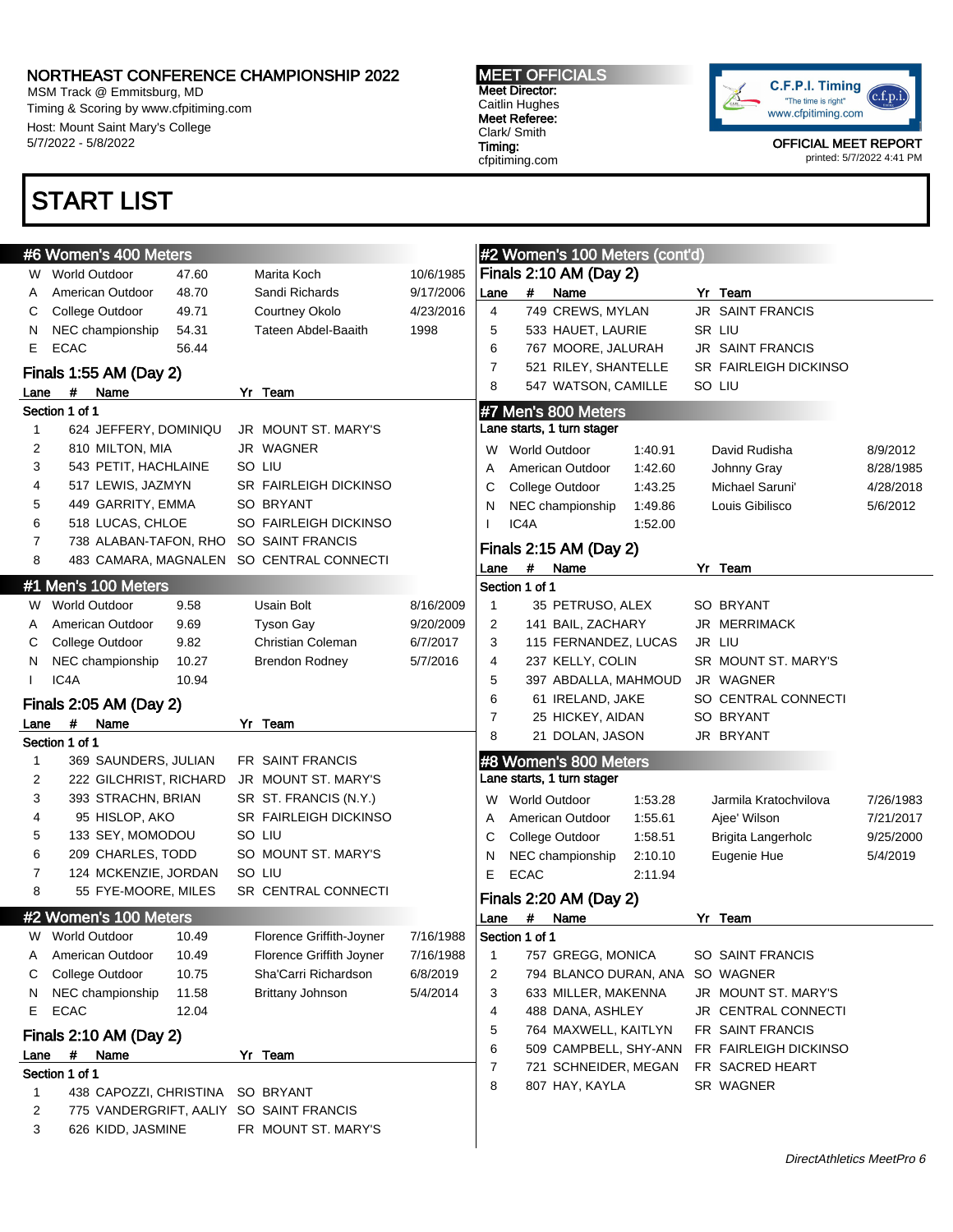# NORTHEAST CONFERENCE CHAMPIONSHIP 2022

MSM Track @ Emmitsburg, MD
Timing & Scoring by www.cfpitiming.com
Host: Mount Saint Mary's College
5/7/2022 - 5/8/2022

**MEET OFFICIALS**
**Meet Director:**
Caitlin Hughes
**Meet Referee:**
Clark/ Smith
**Timing:**
cfpitiming.com

C.F.P.I. Timing "The time is right" www.cfpitiming.com

OFFICIAL MEET REPORT
printed: 5/7/2022 4:41 PM

# START LIST

## #6 Women's 400 Meters

| | | | | |
|---|---|---|---|---|
| W | World Outdoor | 47.60 | Marita Koch | 10/6/1985 |
| A | American Outdoor | 48.70 | Sandi Richards | 9/17/2006 |
| C | College Outdoor | 49.71 | Courtney Okolo | 4/23/2016 |
| N | NEC championship | 54.31 | Tateen Abdel-Baaith | 1998 |
| E | ECAC | 56.44 | | |

### Finals 1:55 AM (Day 2)

Section 1 of 1

| Lane | # | Name | Yr | Team |
|---|---|---|---|---|
| 1 | 624 | JEFFERY, DOMINIQU | JR | MOUNT ST. MARY'S |
| 2 | 810 | MILTON, MIA | JR | WAGNER |
| 3 | 543 | PETIT, HACHLAINE | SO | LIU |
| 4 | 517 | LEWIS, JAZMYN | SR | FAIRLEIGH DICKINSO |
| 5 | 449 | GARRITY, EMMA | SO | BRYANT |
| 6 | 518 | LUCAS, CHLOE | SO | FAIRLEIGH DICKINSO |
| 7 | 738 | ALABAN-TAFON, RHO | SO | SAINT FRANCIS |
| 8 | 483 | CAMARA, MAGNALEN | SO | CENTRAL CONNECTI |

## #1 Men's 100 Meters

| | | | | |
|---|---|---|---|---|
| W | World Outdoor | 9.58 | Usain Bolt | 8/16/2009 |
| A | American Outdoor | 9.69 | Tyson Gay | 9/20/2009 |
| C | College Outdoor | 9.82 | Christian Coleman | 6/7/2017 |
| N | NEC championship | 10.27 | Brendon Rodney | 5/7/2016 |
| I | IC4A | 10.94 | | |

### Finals 2:05 AM (Day 2)

Section 1 of 1

| Lane | # | Name | Yr | Team |
|---|---|---|---|---|
| 1 | 369 | SAUNDERS, JULIAN | FR | SAINT FRANCIS |
| 2 | 222 | GILCHRIST, RICHARD | JR | MOUNT ST. MARY'S |
| 3 | 393 | STRACHN, BRIAN | SR | ST. FRANCIS (N.Y.) |
| 4 | 95 | HISLOP, AKO | SR | FAIRLEIGH DICKINSO |
| 5 | 133 | SEY, MOMODOU | SO | LIU |
| 6 | 209 | CHARLES, TODD | SO | MOUNT ST. MARY'S |
| 7 | 124 | MCKENZIE, JORDAN | SO | LIU |
| 8 | 55 | FYE-MOORE, MILES | SR | CENTRAL CONNECTI |

## #2 Women's 100 Meters

| | | | | |
|---|---|---|---|---|
| W | World Outdoor | 10.49 | Florence Griffith-Joyner | 7/16/1988 |
| A | American Outdoor | 10.49 | Florence Griffith Joyner | 7/16/1988 |
| C | College Outdoor | 10.75 | Sha'Carri Richardson | 6/8/2019 |
| N | NEC championship | 11.58 | Brittany Johnson | 5/4/2014 |
| E | ECAC | 12.04 | | |

### Finals 2:10 AM (Day 2)

Section 1 of 1

| Lane | # | Name | Yr | Team |
|---|---|---|---|---|
| 1 | 438 | CAPOZZI, CHRISTINA | SO | BRYANT |
| 2 | 775 | VANDERGRIFT, AALIY | SO | SAINT FRANCIS |
| 3 | 626 | KIDD, JASMINE | FR | MOUNT ST. MARY'S |
| 4 | 749 | CREWS, MYLAN | JR | SAINT FRANCIS |
| 5 | 533 | HAUET, LAURIE | SR | LIU |
| 6 | 767 | MOORE, JALURAH | JR | SAINT FRANCIS |
| 7 | 521 | RILEY, SHANTELLE | SR | FAIRLEIGH DICKINSO |
| 8 | 547 | WATSON, CAMILLE | SO | LIU |

## #7 Men's 800 Meters

Lane starts, 1 turn stager

| | | | | |
|---|---|---|---|---|
| W | World Outdoor | 1:40.91 | David Rudisha | 8/9/2012 |
| A | American Outdoor | 1:42.60 | Johnny Gray | 8/28/1985 |
| C | College Outdoor | 1:43.25 | Michael Saruni' | 4/28/2018 |
| N | NEC championship | 1:49.86 | Louis Gibilisco | 5/6/2012 |
| I | IC4A | 1:52.00 | | |

### Finals 2:15 AM (Day 2)

Section 1 of 1

| Lane | # | Name | Yr | Team |
|---|---|---|---|---|
| 1 | 35 | PETRUSO, ALEX | SO | BRYANT |
| 2 | 141 | BAIL, ZACHARY | JR | MERRIMACK |
| 3 | 115 | FERNANDEZ, LUCAS | JR | LIU |
| 4 | 237 | KELLY, COLIN | SR | MOUNT ST. MARY'S |
| 5 | 397 | ABDALLA, MAHMOUD | JR | WAGNER |
| 6 | 61 | IRELAND, JAKE | SO | CENTRAL CONNECTI |
| 7 | 25 | HICKEY, AIDAN | SO | BRYANT |
| 8 | 21 | DOLAN, JASON | JR | BRYANT |

## #8 Women's 800 Meters

Lane starts, 1 turn stager

| | | | | |
|---|---|---|---|---|
| W | World Outdoor | 1:53.28 | Jarmila Kratochvilova | 7/26/1983 |
| A | American Outdoor | 1:55.61 | Ajee' Wilson | 7/21/2017 |
| C | College Outdoor | 1:58.51 | Brigita Langerholc | 9/25/2000 |
| N | NEC championship | 2:10.10 | Eugenie Hue | 5/4/2019 |
| E | ECAC | 2:11.94 | | |

### Finals 2:20 AM (Day 2)

Section 1 of 1

| Lane | # | Name | Yr | Team |
|---|---|---|---|---|
| 1 | 757 | GREGG, MONICA | SO | SAINT FRANCIS |
| 2 | 794 | BLANCO DURAN, ANA | SO | WAGNER |
| 3 | 633 | MILLER, MAKENNA | JR | MOUNT ST. MARY'S |
| 4 | 488 | DANA, ASHLEY | JR | CENTRAL CONNECTI |
| 5 | 764 | MAXWELL, KAITLYN | FR | SAINT FRANCIS |
| 6 | 509 | CAMPBELL, SHY-ANN | FR | FAIRLEIGH DICKINSO |
| 7 | 721 | SCHNEIDER, MEGAN | FR | SACRED HEART |
| 8 | 807 | HAY, KAYLA | SR | WAGNER |

*DirectAthletics MeetPro 6*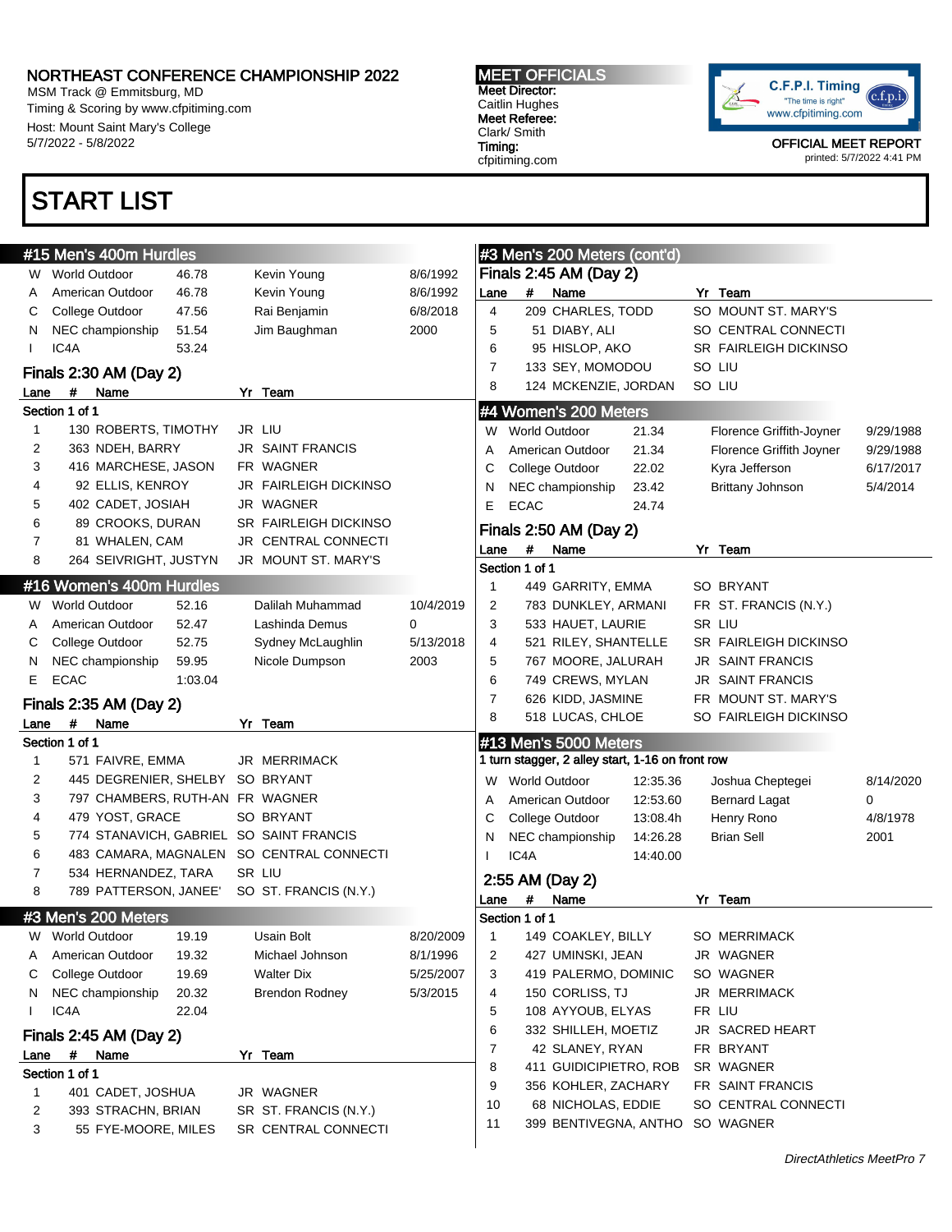NORTHEAST CONFERENCE CHAMPIONSHIP 2022
MSM Track @ Emmitsburg, MD
Timing & Scoring by www.cfpitiming.com
Host: Mount Saint Mary's College
5/7/2022 - 5/8/2022

**MEET OFFICIALS**
Meet Director: Caitlin Hughes
Meet Referee: Clark/ Smith
Timing: cfpitiming.com

OFFICIAL MEET REPORT
printed: 5/7/2022 4:41 PM

# START LIST

## #15 Men's 400m Hurdles

| | | | | |
|---|---|---|---|---|
| W | World Outdoor | 46.78 | Kevin Young | 8/6/1992 |
| A | American Outdoor | 46.78 | Kevin Young | 8/6/1992 |
| C | College Outdoor | 47.56 | Rai Benjamin | 6/8/2018 |
| N | NEC championship | 51.54 | Jim Baughman | 2000 |
| I | IC4A | 53.24 | | |

### Finals 2:30 AM (Day 2)

Section 1 of 1

| Lane | # | Name | Yr | Team |
|---|---|---|---|---|
| 1 | 130 | ROBERTS, TIMOTHY | JR | LIU |
| 2 | 363 | NDEH, BARRY | JR | SAINT FRANCIS |
| 3 | 416 | MARCHESE, JASON | FR | WAGNER |
| 4 | 92 | ELLIS, KENROY | JR | FAIRLEIGH DICKINSO |
| 5 | 402 | CADET, JOSIAH | JR | WAGNER |
| 6 | 89 | CROOKS, DURAN | SR | FAIRLEIGH DICKINSO |
| 7 | 81 | WHALEN, CAM | JR | CENTRAL CONNECTI |
| 8 | 264 | SEIVRIGHT, JUSTYN | JR | MOUNT ST. MARY'S |

## #16 Women's 400m Hurdles

| | | | | |
|---|---|---|---|---|
| W | World Outdoor | 52.16 | Dalilah Muhammad | 10/4/2019 |
| A | American Outdoor | 52.47 | Lashinda Demus | 0 |
| C | College Outdoor | 52.75 | Sydney McLaughlin | 5/13/2018 |
| N | NEC championship | 59.95 | Nicole Dumpson | 2003 |
| E | ECAC | 1:03.04 | | |

### Finals 2:35 AM (Day 2)

Section 1 of 1

| Lane | # | Name | Yr | Team |
|---|---|---|---|---|
| 1 | 571 | FAIVRE, EMMA | JR | MERRIMACK |
| 2 | 445 | DEGRENIER, SHELBY | SO | BRYANT |
| 3 | 797 | CHAMBERS, RUTH-AN | FR | WAGNER |
| 4 | 479 | YOST, GRACE | SO | BRYANT |
| 5 | 774 | STANAVICH, GABRIEL | SO | SAINT FRANCIS |
| 6 | 483 | CAMARA, MAGNALEN | SO | CENTRAL CONNECTI |
| 7 | 534 | HERNANDEZ, TARA | SR | LIU |
| 8 | 789 | PATTERSON, JANEE' | SO | ST. FRANCIS (N.Y.) |

## #3 Men's 200 Meters

| | | | | |
|---|---|---|---|---|
| W | World Outdoor | 19.19 | Usain Bolt | 8/20/2009 |
| A | American Outdoor | 19.32 | Michael Johnson | 8/1/1996 |
| C | College Outdoor | 19.69 | Walter Dix | 5/25/2007 |
| N | NEC championship | 20.32 | Brendon Rodney | 5/3/2015 |
| I | IC4A | 22.04 | | |

### Finals 2:45 AM (Day 2)

Section 1 of 1

| Lane | # | Name | Yr | Team |
|---|---|---|---|---|
| 1 | 401 | CADET, JOSHUA | JR | WAGNER |
| 2 | 393 | STRACHN, BRIAN | SR | ST. FRANCIS (N.Y.) |
| 3 | 55 | FYE-MOORE, MILES | SR | CENTRAL CONNECTI |
| 4 | 209 | CHARLES, TODD | SO | MOUNT ST. MARY'S |
| 5 | 51 | DIABY, ALI | SO | CENTRAL CONNECTI |
| 6 | 95 | HISLOP, AKO | SR | FAIRLEIGH DICKINSO |
| 7 | 133 | SEY, MOMODOU | SO | LIU |
| 8 | 124 | MCKENZIE, JORDAN | SO | LIU |

## #4 Women's 200 Meters

| | | | | |
|---|---|---|---|---|
| W | World Outdoor | 21.34 | Florence Griffith-Joyner | 9/29/1988 |
| A | American Outdoor | 21.34 | Florence Griffith Joyner | 9/29/1988 |
| C | College Outdoor | 22.02 | Kyra Jefferson | 6/17/2017 |
| N | NEC championship | 23.42 | Brittany Johnson | 5/4/2014 |
| E | ECAC | 24.74 | | |

### Finals 2:50 AM (Day 2)

Section 1 of 1

| Lane | # | Name | Yr | Team |
|---|---|---|---|---|
| 1 | 449 | GARRITY, EMMA | SO | BRYANT |
| 2 | 783 | DUNKLEY, ARMANI | FR | ST. FRANCIS (N.Y.) |
| 3 | 533 | HAUET, LAURIE | SR | LIU |
| 4 | 521 | RILEY, SHANTELLE | SR | FAIRLEIGH DICKINSO |
| 5 | 767 | MOORE, JALURAH | JR | SAINT FRANCIS |
| 6 | 749 | CREWS, MYLAN | JR | SAINT FRANCIS |
| 7 | 626 | KIDD, JASMINE | FR | MOUNT ST. MARY'S |
| 8 | 518 | LUCAS, CHLOE | SO | FAIRLEIGH DICKINSO |

## #13 Men's 5000 Meters

1 turn stagger, 2 alley start, 1-16 on front row

| | | | | |
|---|---|---|---|---|
| W | World Outdoor | 12:35.36 | Joshua Cheptegei | 8/14/2020 |
| A | American Outdoor | 12:53.60 | Bernard Lagat | 0 |
| C | College Outdoor | 13:08.4h | Henry Rono | 4/8/1978 |
| N | NEC championship | 14:26.28 | Brian Sell | 2001 |
| I | IC4A | 14:40.00 | | |

### 2:55 AM (Day 2)

Section 1 of 1

| Lane | # | Name | Yr | Team |
|---|---|---|---|---|
| 1 | 149 | COAKLEY, BILLY | SO | MERRIMACK |
| 2 | 427 | UMINSKI, JEAN | JR | WAGNER |
| 3 | 419 | PALERMO, DOMINIC | SO | WAGNER |
| 4 | 150 | CORLISS, TJ | JR | MERRIMACK |
| 5 | 108 | AYYOUB, ELYAS | FR | LIU |
| 6 | 332 | SHILLEH, MOETIZ | JR | SACRED HEART |
| 7 | 42 | SLANEY, RYAN | FR | BRYANT |
| 8 | 411 | GUIDICIPIETRO, ROB | SR | WAGNER |
| 9 | 356 | KOHLER, ZACHARY | FR | SAINT FRANCIS |
| 10 | 68 | NICHOLAS, EDDIE | SO | CENTRAL CONNECTI |
| 11 | 399 | BENTIVEGNA, ANTHO | SO | WAGNER |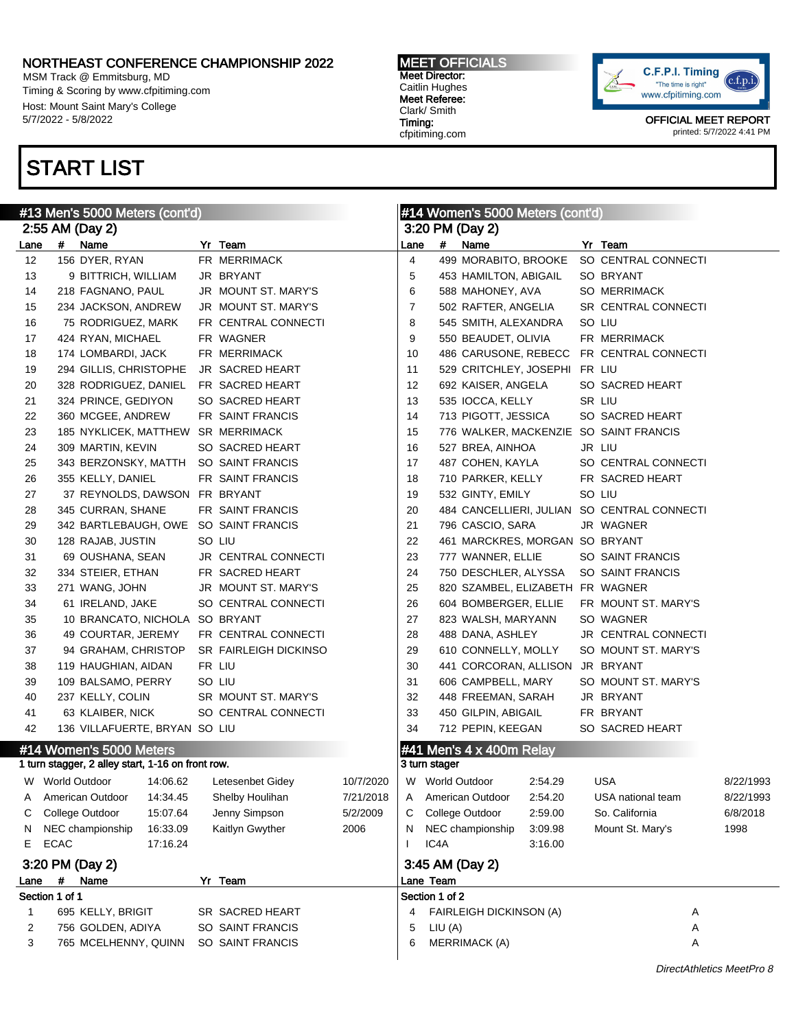# NORTHEAST CONFERENCE CHAMPIONSHIP 2022

MSM Track @ Emmitsburg, MD
Timing & Scoring by www.cfpiming.com
Host: Mount Saint Mary's College
5/7/2022 - 5/8/2022

**MEET OFFICIALS**
Meet Director:
Caitlin Hughes
Meet Referee:
Clark/ Smith
Timing:
cfpitiming.com

C.F.P.I. Timing "The time is right" www.cfpitiming.com

OFFICIAL MEET REPORT
printed: 5/7/2022 4:41 PM

# START LIST

## #13 Men's 5000 Meters (cont'd)

2:55 AM (Day 2)

| Lane | # | Name | Yr | Team |
|---|---|---|---|---|
| 12 | 156 | DYER, RYAN | FR | MERRIMACK |
| 13 | 9 | BITTRICH, WILLIAM | JR | BRYANT |
| 14 | 218 | FAGNANO, PAUL | JR | MOUNT ST. MARY'S |
| 15 | 234 | JACKSON, ANDREW | JR | MOUNT ST. MARY'S |
| 16 | 75 | RODRIGUEZ, MARK | FR | CENTRAL CONNECTI |
| 17 | 424 | RYAN, MICHAEL | FR | WAGNER |
| 18 | 174 | LOMBARDI, JACK | FR | MERRIMACK |
| 19 | 294 | GILLIS, CHRISTOPHE | JR | SACRED HEART |
| 20 | 328 | RODRIGUEZ, DANIEL | FR | SACRED HEART |
| 21 | 324 | PRINCE, GEDIYON | SO | SACRED HEART |
| 22 | 360 | MCGEE, ANDREW | FR | SAINT FRANCIS |
| 23 | 185 | NYKLICEK, MATTHEW | SR | MERRIMACK |
| 24 | 309 | MARTIN, KEVIN | SO | SACRED HEART |
| 25 | 343 | BERZONSKY, MATTH | SO | SAINT FRANCIS |
| 26 | 355 | KELLY, DANIEL | FR | SAINT FRANCIS |
| 27 | 37 | REYNOLDS, DAWSON | FR | BRYANT |
| 28 | 345 | CURRAN, SHANE | FR | SAINT FRANCIS |
| 29 | 342 | BARTLEBAUGH, OWE | SO | SAINT FRANCIS |
| 30 | 128 | RAJAB, JUSTIN | SO | LIU |
| 31 | 69 | OUSHANA, SEAN | JR | CENTRAL CONNECTI |
| 32 | 334 | STEIER, ETHAN | FR | SACRED HEART |
| 33 | 271 | WANG, JOHN | JR | MOUNT ST. MARY'S |
| 34 | 61 | IRELAND, JAKE | SO | CENTRAL CONNECTI |
| 35 | 10 | BRANCATO, NICHOLA | SO | BRYANT |
| 36 | 49 | COURTAR, JEREMY | FR | CENTRAL CONNECTI |
| 37 | 94 | GRAHAM, CHRISTOP | SR | FAIRLEIGH DICKINSO |
| 38 | 119 | HAUGHIAN, AIDAN | FR | LIU |
| 39 | 109 | BALSAMO, PERRY | SO | LIU |
| 40 | 237 | KELLY, COLIN | SR | MOUNT ST. MARY'S |
| 41 | 63 | KLAIBER, NICK | SO | CENTRAL CONNECTI |
| 42 | 136 | VILLAFUERTE, BRYAN | SO | LIU |

## #14 Women's 5000 Meters

1 turn stagger, 2 alley start, 1-16 on front row.

| | | | | |
|---|---|---|---|---|
| W | World Outdoor | 14:06.62 | Letesenbet Gidey | 10/7/2020 |
| A | American Outdoor | 14:34.45 | Shelby Houlihan | 7/21/2018 |
| C | College Outdoor | 15:07.64 | Jenny Simpson | 5/2/2009 |
| N | NEC championship | 16:33.09 | Kaitlyn Gwyther | 2006 |
| E | ECAC | 17:16.24 | | |

3:20 PM (Day 2)

Section 1 of 1

| Lane | # | Name | Yr | Team |
|---|---|---|---|---|
| 1 | 695 | KELLY, BRIGIT | SR | SACRED HEART |
| 2 | 756 | GOLDEN, ADIYA | SO | SAINT FRANCIS |
| 3 | 765 | MCELHENNY, QUINN | SO | SAINT FRANCIS |

## #14 Women's 5000 Meters (cont'd)

3:20 PM (Day 2)

| Lane | # | Name | Yr | Team |
|---|---|---|---|---|
| 4 | 499 | MORABITO, BROOKE | SO | CENTRAL CONNECTI |
| 5 | 453 | HAMILTON, ABIGAIL | SO | BRYANT |
| 6 | 588 | MAHONEY, AVA | SO | MERRIMACK |
| 7 | 502 | RAFTER, ANGELIA | SR | CENTRAL CONNECTI |
| 8 | 545 | SMITH, ALEXANDRA | SO | LIU |
| 9 | 550 | BEAUDET, OLIVIA | FR | MERRIMACK |
| 10 | 486 | CARUSONE, REBECC | FR | CENTRAL CONNECTI |
| 11 | 529 | CRITCHLEY, JOSEPHI | FR | LIU |
| 12 | 692 | KAISER, ANGELA | SO | SACRED HEART |
| 13 | 535 | IOCCA, KELLY | SR | LIU |
| 14 | 713 | PIGOTT, JESSICA | SO | SACRED HEART |
| 15 | 776 | WALKER, MACKENZIE | SO | SAINT FRANCIS |
| 16 | 527 | BREA, AINHOA | JR | LIU |
| 17 | 487 | COHEN, KAYLA | SO | CENTRAL CONNECTI |
| 18 | 710 | PARKER, KELLY | FR | SACRED HEART |
| 19 | 532 | GINTY, EMILY | SO | LIU |
| 20 | 484 | CANCELLIERI, JULIAN | SO | CENTRAL CONNECTI |
| 21 | 796 | CASCIO, SARA | JR | WAGNER |
| 22 | 461 | MARCKRES, MORGAN | SO | BRYANT |
| 23 | 777 | WANNER, ELLIE | SO | SAINT FRANCIS |
| 24 | 750 | DESCHLER, ALYSSA | SO | SAINT FRANCIS |
| 25 | 820 | SZAMBEL, ELIZABETH | FR | WAGNER |
| 26 | 604 | BOMBERGER, ELLIE | FR | MOUNT ST. MARY'S |
| 27 | 823 | WALSH, MARYANN | SO | WAGNER |
| 28 | 488 | DANA, ASHLEY | JR | CENTRAL CONNECTI |
| 29 | 610 | CONNELLY, MOLLY | SO | MOUNT ST. MARY'S |
| 30 | 441 | CORCORAN, ALLISON | JR | BRYANT |
| 31 | 606 | CAMPBELL, MARY | SO | MOUNT ST. MARY'S |
| 32 | 448 | FREEMAN, SARAH | JR | BRYANT |
| 33 | 450 | GILPIN, ABIGAIL | FR | BRYANT |
| 34 | 712 | PEPIN, KEEGAN | SO | SACRED HEART |

## #41 Men's 4 x 400m Relay

3 turn stager

| | | | | |
|---|---|---|---|---|
| W | World Outdoor | 2:54.29 | USA | 8/22/1993 |
| A | American Outdoor | 2:54.20 | USA national team | 8/22/1993 |
| C | College Outdoor | 2:59.00 | So. California | 6/8/2018 |
| N | NEC championship | 3:09.98 | Mount St. Mary's | 1998 |
| I | IC4A | 3:16.00 | | |

3:45 AM (Day 2)

Section 1 of 2

| Lane | Team | |
|---|---|---|
| 4 | FAIRLEIGH DICKINSON (A) | A |
| 5 | LIU (A) | A |
| 6 | MERRIMACK (A) | A |

*DirectAthletics MeetPro 8*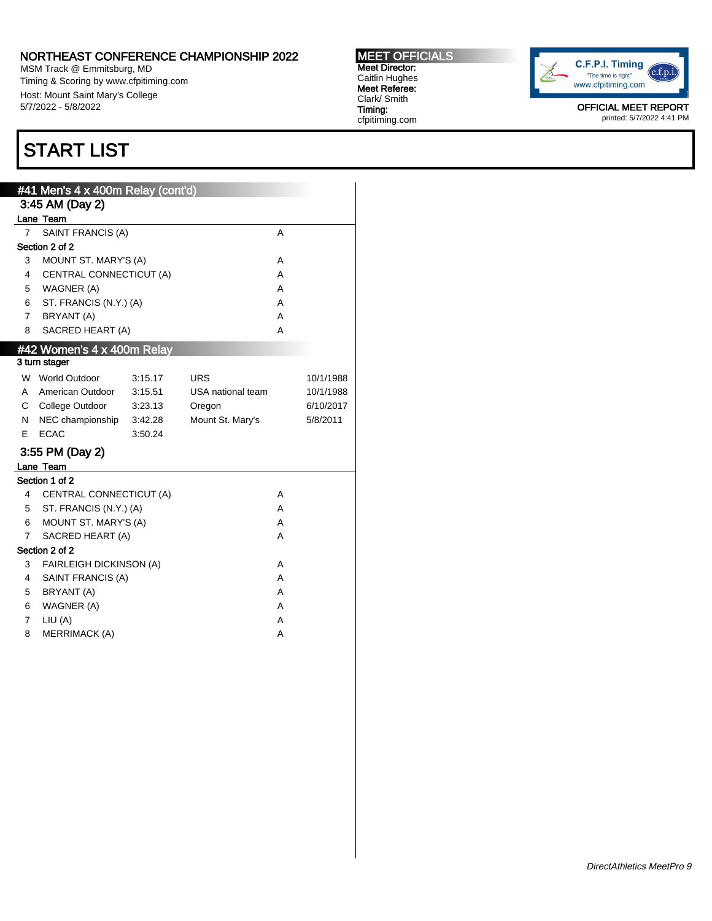## #41 Men's 4 x 400m Relay (cont'd)

### 3:45 AM (Day 2)

| Lane | Team | |
|---|---|---|
| 7 | SAINT FRANCIS (A) | A |

**Section 2 of 2**

| Lane | Team | |
|---|---|---|
| 3 | MOUNT ST. MARY'S (A) | A |
| 4 | CENTRAL CONNECTICUT (A) | A |
| 5 | WAGNER (A) | A |
| 6 | ST. FRANCIS (N.Y.) (A) | A |
| 7 | BRYANT (A) | A |
| 8 | SACRED HEART (A) | A |

## #42 Women's 4 x 400m Relay

3 turn stager

| | | | | |
|---|---|---|---|---|
| W | World Outdoor | 3:15.17 | URS | 10/1/1988 |
| A | American Outdoor | 3:15.51 | USA national team | 10/1/1988 |
| C | College Outdoor | 3:23.13 | Oregon | 6/10/2017 |
| N | NEC championship | 3:42.28 | Mount St. Mary's | 5/8/2011 |
| E | ECAC | 3:50.24 | | |

### 3:55 PM (Day 2)

**Section 1 of 2**

| Lane | Team | |
|---|---|---|
| 4 | CENTRAL CONNECTICUT (A) | A |
| 5 | ST. FRANCIS (N.Y.) (A) | A |
| 6 | MOUNT ST. MARY'S (A) | A |
| 7 | SACRED HEART (A) | A |

**Section 2 of 2**

| Lane | Team | |
|---|---|---|
| 3 | FAIRLEIGH DICKINSON (A) | A |
| 4 | SAINT FRANCIS (A) | A |
| 5 | BRYANT (A) | A |
| 6 | WAGNER (A) | A |
| 7 | LIU (A) | A |
| 8 | MERRIMACK (A) | A |